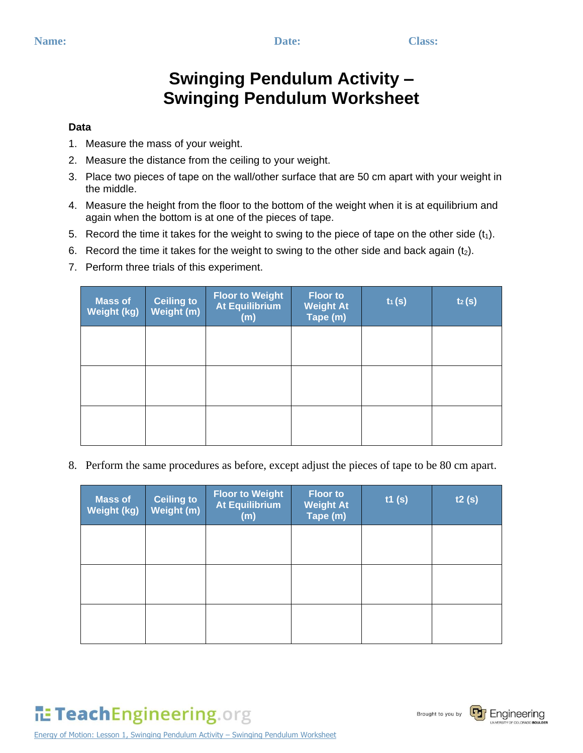Name: Date: Class:

# Swinging Pendulum Activity – Swinging Pendulum Worksheet

**Data**

1. Measure the mass of your weight.
2. Measure the distance from the ceiling to your weight.
3. Place two pieces of tape on the wall/other surface that are 50 cm apart with your weight in the middle.
4. Measure the height from the floor to the bottom of the weight when it is at equilibrium and again when the bottom is at one of the pieces of tape.
5. Record the time it takes for the weight to swing to the piece of tape on the other side ($t_1$).
6. Record the time it takes for the weight to swing to the other side and back again ($t_2$).
7. Perform three trials of this experiment.

| Mass of Weight (kg) | Ceiling to Weight (m) | Floor to Weight At Equilibrium (m) | Floor to Weight At Tape (m) | $t_1$ (s) | $t_2$ (s) |
|---|---|---|---|---|---|
| | | | | | |
| | | | | | |
| | | | | | |

8. Perform the same procedures as before, except adjust the pieces of tape to be 80 cm apart.

| Mass of Weight (kg) | Ceiling to Weight (m) | Floor to Weight At Equilibrium (m) | Floor to Weight At Tape (m) | t1 (s) | t2 (s) |
|---|---|---|---|---|---|
| | | | | | |
| | | | | | |
| | | | | | |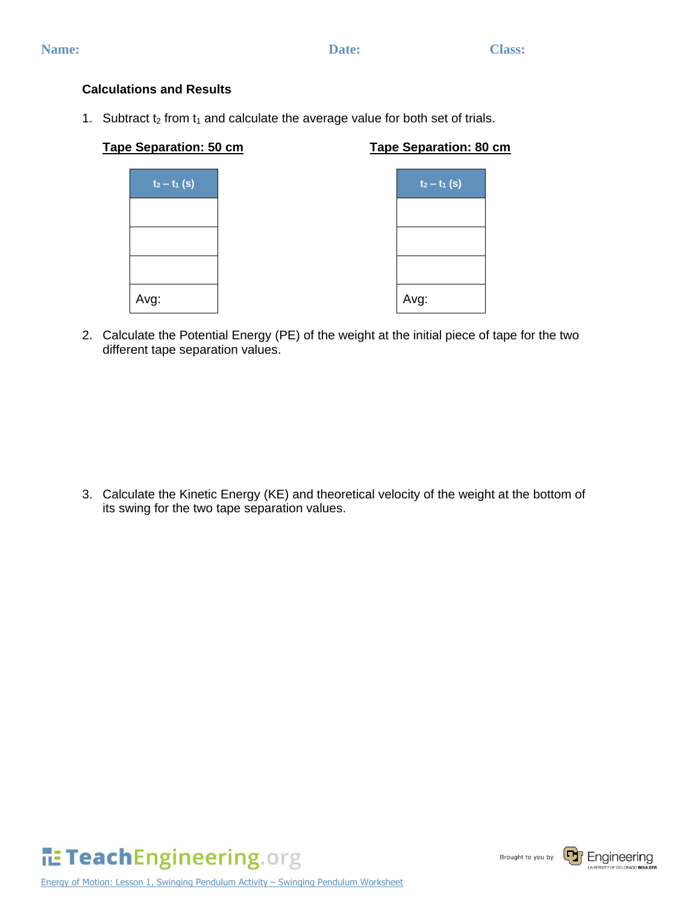Name: Date: Class:

**Calculations and Results**

1. Subtract $t_2$ from $t_1$ and calculate the average value for both set of trials.

**Tape Separation: 50 cm**

| $t_2 - t_1$ (s) |
|---|
| |
| |
| |
| Avg: |

**Tape Separation: 80 cm**

| $t_2 - t_1$ (s) |
|---|
| |
| |
| |
| Avg: |

2. Calculate the Potential Energy (PE) of the weight at the initial piece of tape for the two different tape separation values.

3. Calculate the Kinetic Energy (KE) and theoretical velocity of the weight at the bottom of its swing for the two tape separation values.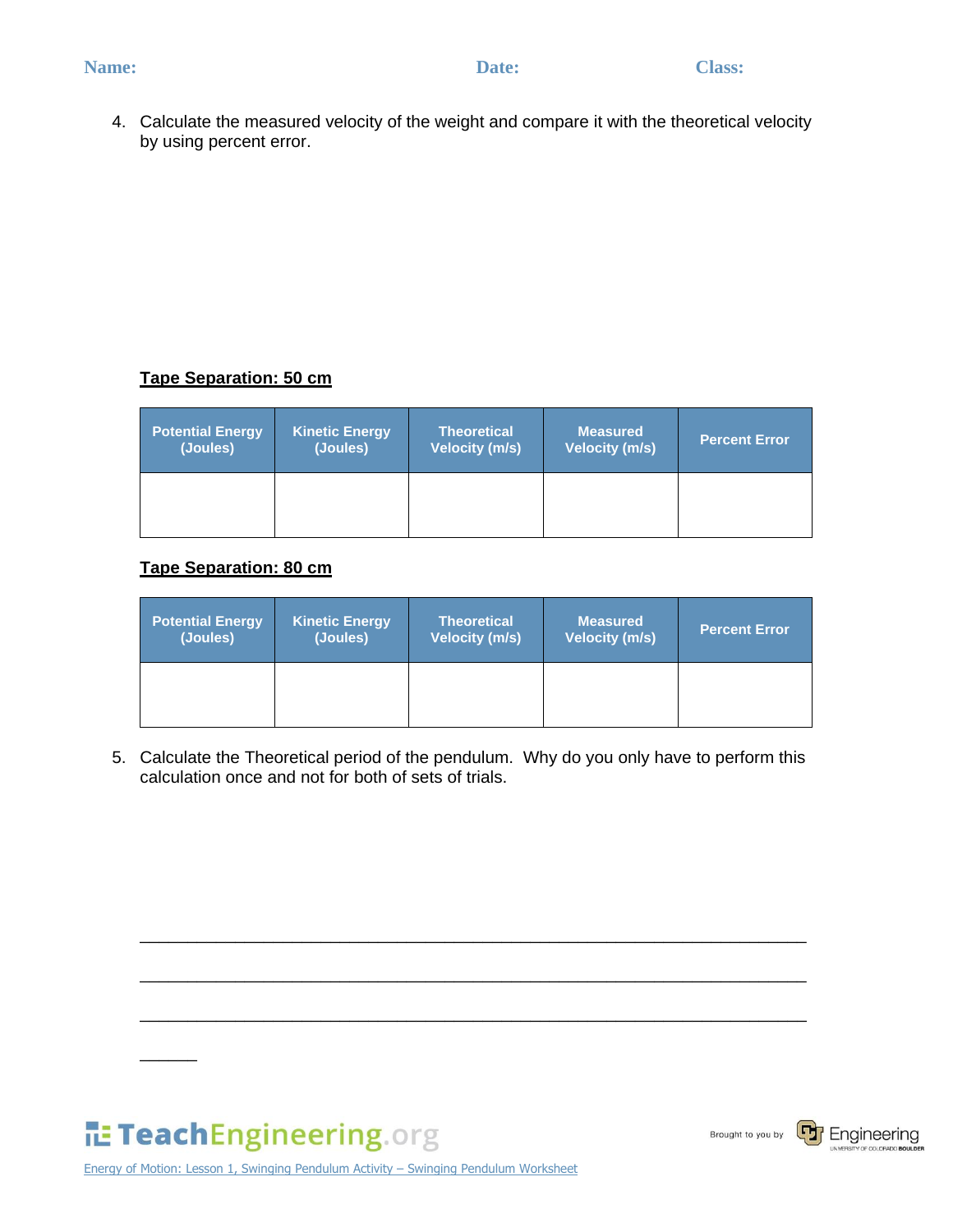**Name:** **Date:** **Class:**

4. Calculate the measured velocity of the weight and compare it with the theoretical velocity by using percent error.

**<u>Tape Separation: 50 cm</u>**

| Potential Energy (Joules) | Kinetic Energy (Joules) | Theoretical Velocity (m/s) | Measured Velocity (m/s) | Percent Error |
|---|---|---|---|---|
| | | | | |

**<u>Tape Separation: 80 cm</u>**

| Potential Energy (Joules) | Kinetic Energy (Joules) | Theoretical Velocity (m/s) | Measured Velocity (m/s) | Percent Error |
|---|---|---|---|---|
| | | | | |

5. Calculate the Theoretical period of the pendulum. Why do you only have to perform this calculation once and not for both of sets of trials.

______________________________________________________________________

______________________________________________________________________

______________________________________________________________________

______

Energy of Motion: Lesson 1, Swinging Pendulum Activity – Swinging Pendulum Worksheet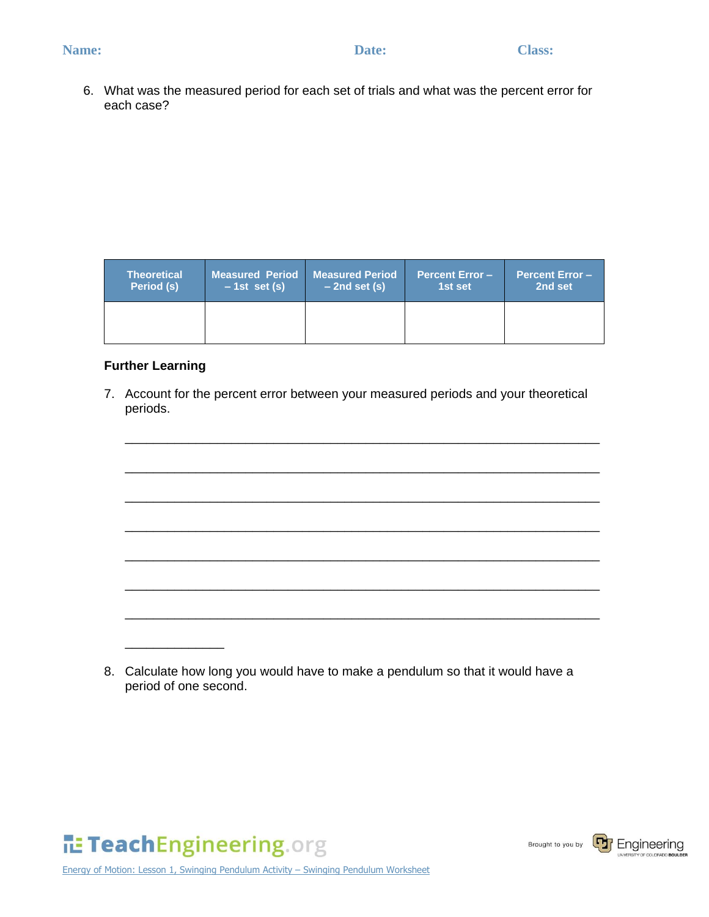**Name:** **Date:** **Class:**

6. What was the measured period for each set of trials and what was the percent error for each case?

| Theoretical Period (s) | Measured Period – 1st set (s) | Measured Period – 2nd set (s) | Percent Error – 1st set | Percent Error – 2nd set |
|---|---|---|---|---|
| | | | | |

**Further Learning**

7. Account for the percent error between your measured periods and your theoretical periods.

______________________________________________________________________

______________________________________________________________________

______________________________________________________________________

______________________________________________________________________

______________________________________________________________________

______________________________________________________________________

______________________________________________________________________

______________

8. Calculate how long you would have to make a pendulum so that it would have a period of one second.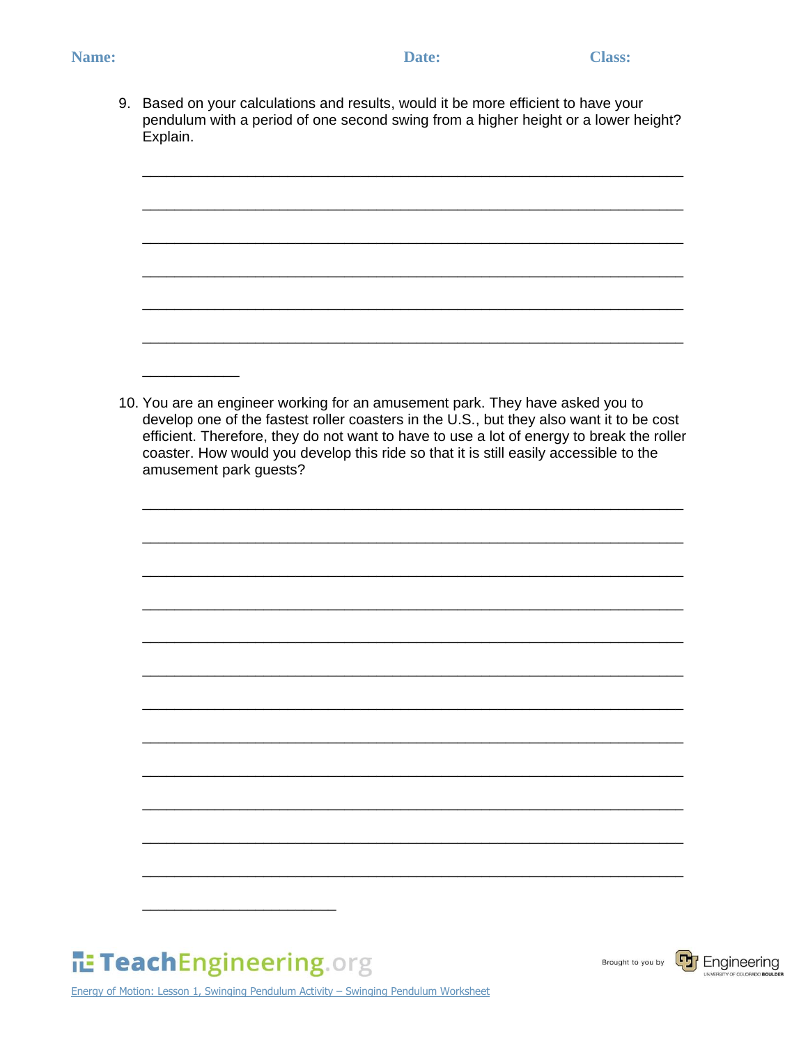**Name:** **Date:** **Class:**

9. Based on your calculations and results, would it be more efficient to have your pendulum with a period of one second swing from a higher height or a lower height? Explain.

_______________________________________________________________________

_______________________________________________________________________

_______________________________________________________________________

_______________________________________________________________________

_______________________________________________________________________

_______________________________________________________________________

____________

10. You are an engineer working for an amusement park. They have asked you to develop one of the fastest roller coasters in the U.S., but they also want it to be cost efficient. Therefore, they do not want to have to use a lot of energy to break the roller coaster. How would you develop this ride so that it is still easily accessible to the amusement park guests?

_______________________________________________________________________

_______________________________________________________________________

_______________________________________________________________________

_______________________________________________________________________

_______________________________________________________________________

_______________________________________________________________________

_______________________________________________________________________

_______________________________________________________________________

_______________________________________________________________________

_______________________________________________________________________

_______________________________________________________________________

_______________________________________________________________________

________________________